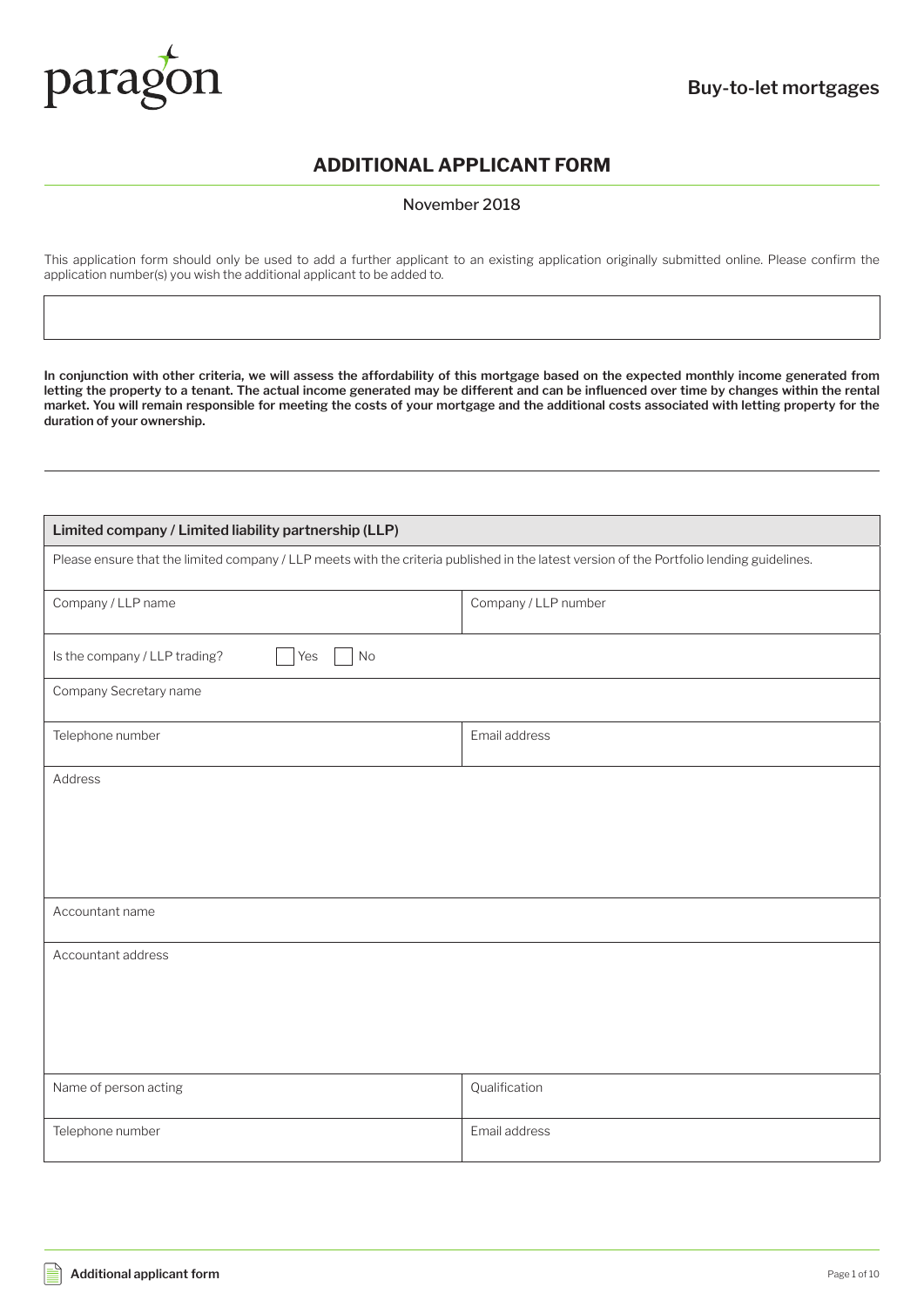paragon

Buy-to-let mortgages

# ADDITIONAL APPLICANT FORM

November 2018

This application form should only be used to add a further applicant to an existing application originally submitted online. Please confirm the application number(s) you wish the additional applicant to be added to.

| |
|---|
| |

**In conjunction with other criteria, we will assess the affordability of this mortgage based on the expected monthly income generated from letting the property to a tenant. The actual income generated may be different and can be influenced over time by changes within the rental market. You will remain responsible for meeting the costs of your mortgage and the additional costs associated with letting property for the duration of your ownership.**

| Limited company / Limited liability partnership (LLP) | |
|---|---|
| Please ensure that the limited company / LLP meets with the criteria published in the latest version of the Portfolio lending guidelines. | |
| Company / LLP name | Company / LLP number |
| Is the company / LLP trading? ☐ Yes ☐ No | |
| Company Secretary name | |
| Telephone number | Email address |
| Address | |
| Accountant name | |
| Accountant address | |
| Name of person acting | Qualification |
| Telephone number | Email address |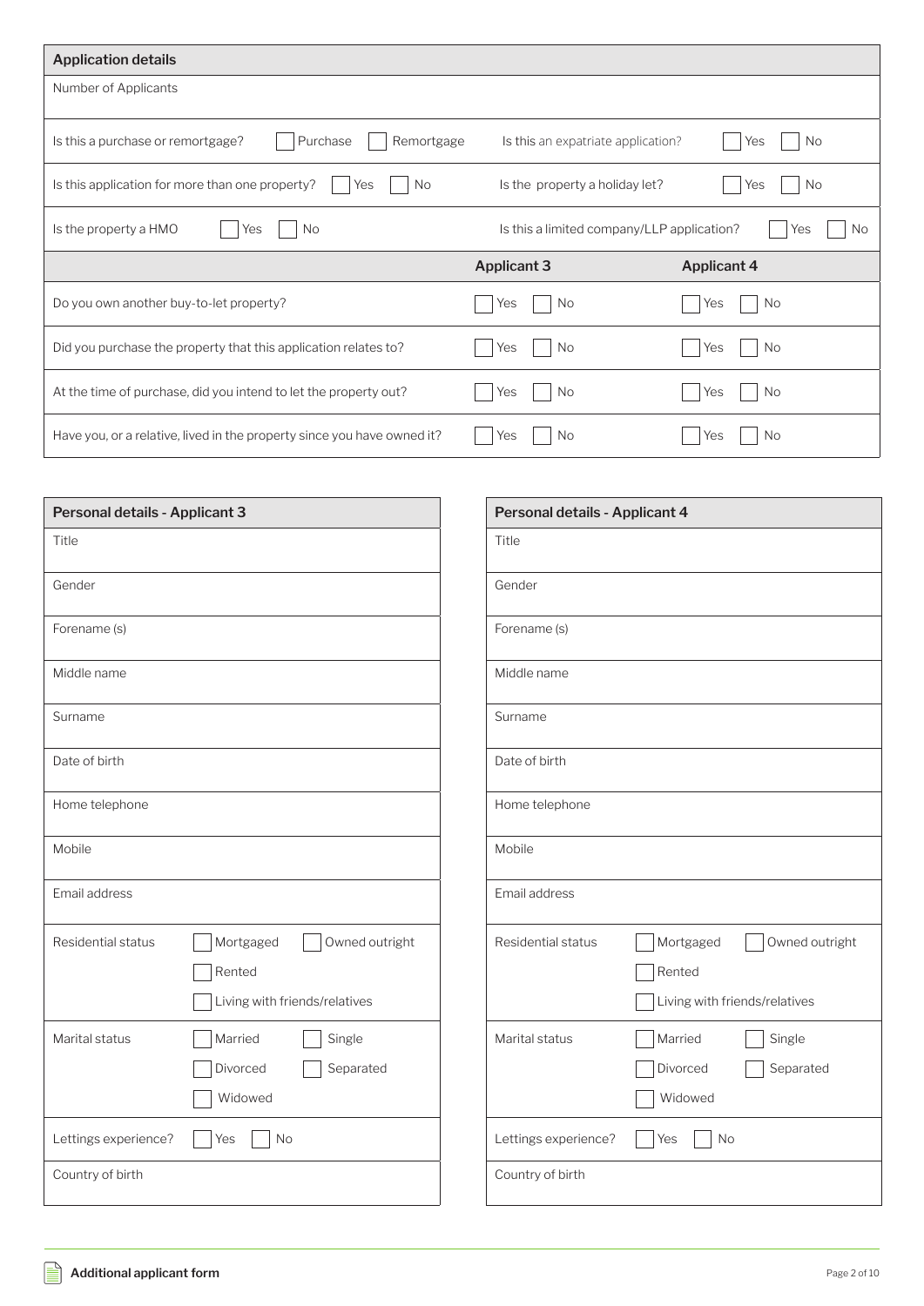## Application details

| Application details | | | |
|---|---|---|---|
| Number of Applicants | | | |
| Is this a purchase or remortgage? ☐ Purchase ☐ Remortgage | | Is this an expatriate application? ☐ Yes ☐ No | |
| Is this application for more than one property? ☐ Yes ☐ No | | Is the property a holiday let? ☐ Yes ☐ No | |
| Is the property a HMO ☐ Yes ☐ No | | Is this a limited company/LLP application? ☐ Yes ☐ No | |

| | Applicant 3 | Applicant 4 |
|---|---|---|
| Do you own another buy-to-let property? | ☐ Yes ☐ No | ☐ Yes ☐ No |
| Did you purchase the property that this application relates to? | ☐ Yes ☐ No | ☐ Yes ☐ No |
| At the time of purchase, did you intend to let the property out? | ☐ Yes ☐ No | ☐ Yes ☐ No |
| Have you, or a relative, lived in the property since you have owned it? | ☐ Yes ☐ No | ☐ Yes ☐ No |

## Personal details - Applicant 3

| Personal details - Applicant 3 | |
|---|---|
| Title | |
| Gender | |
| Forename (s) | |
| Middle name | |
| Surname | |
| Date of birth | |
| Home telephone | |
| Mobile | |
| Email address | |
| Residential status | ☐ Mortgaged ☐ Owned outright ☐ Rented ☐ Living with friends/relatives |
| Marital status | ☐ Married ☐ Single ☐ Divorced ☐ Separated ☐ Widowed |
| Lettings experience? | ☐ Yes ☐ No |
| Country of birth | |

## Personal details - Applicant 4

| Personal details - Applicant 4 | |
|---|---|
| Title | |
| Gender | |
| Forename (s) | |
| Middle name | |
| Surname | |
| Date of birth | |
| Home telephone | |
| Mobile | |
| Email address | |
| Residential status | ☐ Mortgaged ☐ Owned outright ☐ Rented ☐ Living with friends/relatives |
| Marital status | ☐ Married ☐ Single ☐ Divorced ☐ Separated ☐ Widowed |
| Lettings experience? | ☐ Yes ☐ No |
| Country of birth | |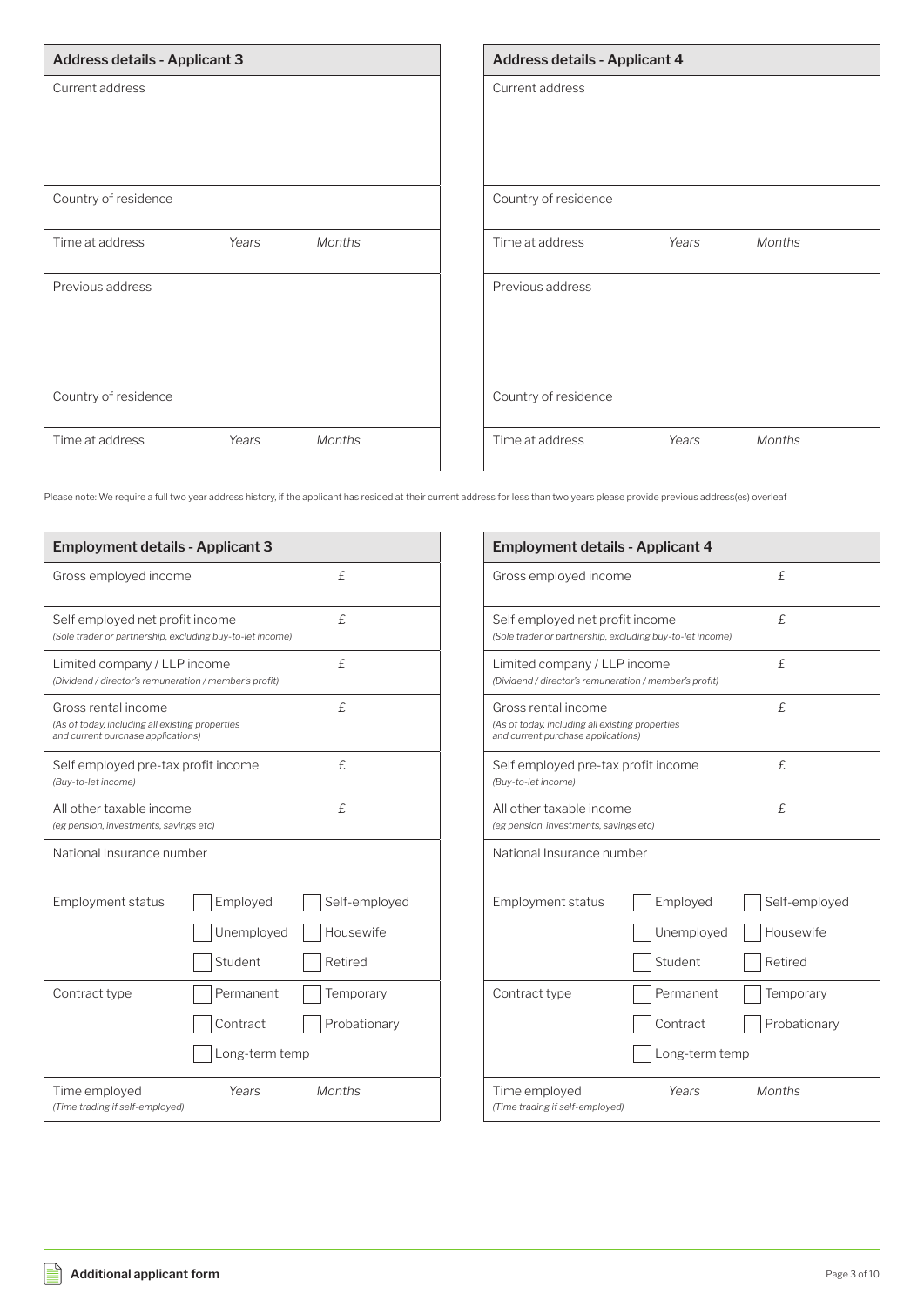## Address details - Applicant 3

| Address details - Applicant 3 | | |
|---|---|---|
| Current address | | |
| Country of residence | | |
| Time at address | *Years* | *Months* |
| Previous address | | |
| Country of residence | | |
| Time at address | *Years* | *Months* |

## Address details - Applicant 4

| Address details - Applicant 4 | | |
|---|---|---|
| Current address | | |
| Country of residence | | |
| Time at address | *Years* | *Months* |
| Previous address | | |
| Country of residence | | |
| Time at address | *Years* | *Months* |

Please note: We require a full two year address history, if the applicant has resided at their current address for less than two years please provide previous address(es) overleaf

## Employment details - Applicant 3

| Employment details - Applicant 3 | | |
|---|---|---|
| Gross employed income | | £ |
| Self employed net profit income *(Sole trader or partnership, excluding buy-to-let income)* | | £ |
| Limited company / LLP income *(Dividend / director's remuneration / member's profit)* | | £ |
| Gross rental income *(As of today, including all existing properties and current purchase applications)* | | £ |
| Self employed pre-tax profit income *(Buy-to-let income)* | | £ |
| All other taxable income *(eg pension, investments, savings etc)* | | £ |
| National Insurance number | | |
| Employment status | ☐ Employed | ☐ Self-employed |
| | ☐ Unemployed | ☐ Housewife |
| | ☐ Student | ☐ Retired |
| Contract type | ☐ Permanent | ☐ Temporary |
| | ☐ Contract | ☐ Probationary |
| | ☐ Long-term temp | |
| Time employed *(Time trading if self-employed)* | *Years* | *Months* |

## Employment details - Applicant 4

| Employment details - Applicant 4 | | |
|---|---|---|
| Gross employed income | | £ |
| Self employed net profit income *(Sole trader or partnership, excluding buy-to-let income)* | | £ |
| Limited company / LLP income *(Dividend / director's remuneration / member's profit)* | | £ |
| Gross rental income *(As of today, including all existing properties and current purchase applications)* | | £ |
| Self employed pre-tax profit income *(Buy-to-let income)* | | £ |
| All other taxable income *(eg pension, investments, savings etc)* | | £ |
| National Insurance number | | |
| Employment status | ☐ Employed | ☐ Self-employed |
| | ☐ Unemployed | ☐ Housewife |
| | ☐ Student | ☐ Retired |
| Contract type | ☐ Permanent | ☐ Temporary |
| | ☐ Contract | ☐ Probationary |
| | ☐ Long-term temp | |
| Time employed *(Time trading if self-employed)* | *Years* | *Months* |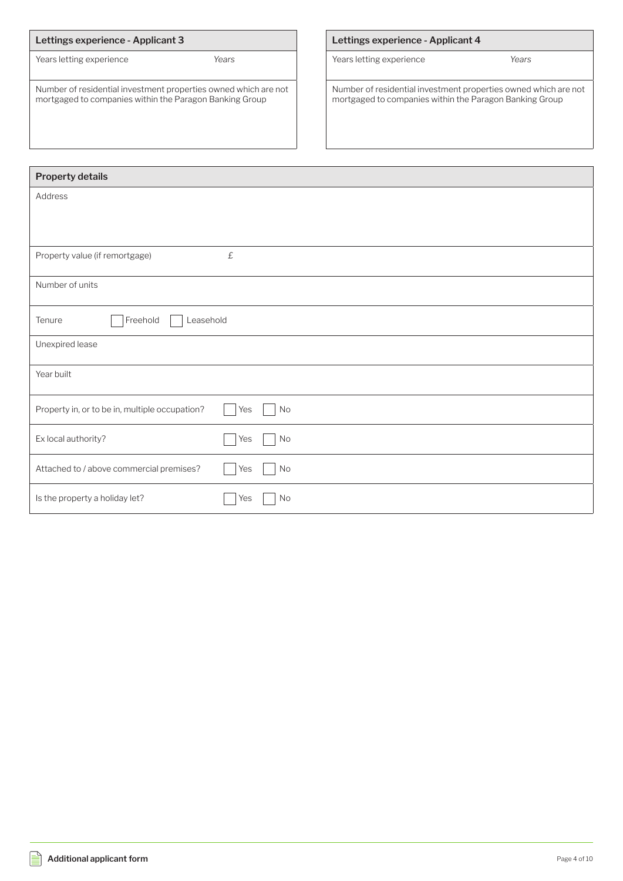## Lettings experience - Applicant 3

| Field | |
|---|---|
| Years letting experience | *Years* |
| Number of residential investment properties owned which are not mortgaged to companies within the Paragon Banking Group | |

## Lettings experience - Applicant 4

| Field | |
|---|---|
| Years letting experience | *Years* |
| Number of residential investment properties owned which are not mortgaged to companies within the Paragon Banking Group | |

## Property details

| Field | |
|---|---|
| Address | |
| Property value (if remortgage) | £ |
| Number of units | |
| Tenure | ☐ Freehold ☐ Leasehold |
| Unexpired lease | |
| Year built | |
| Property in, or to be in, multiple occupation? | ☐ Yes ☐ No |
| Ex local authority? | ☐ Yes ☐ No |
| Attached to / above commercial premises? | ☐ Yes ☐ No |
| Is the property a holiday let? | ☐ Yes ☐ No |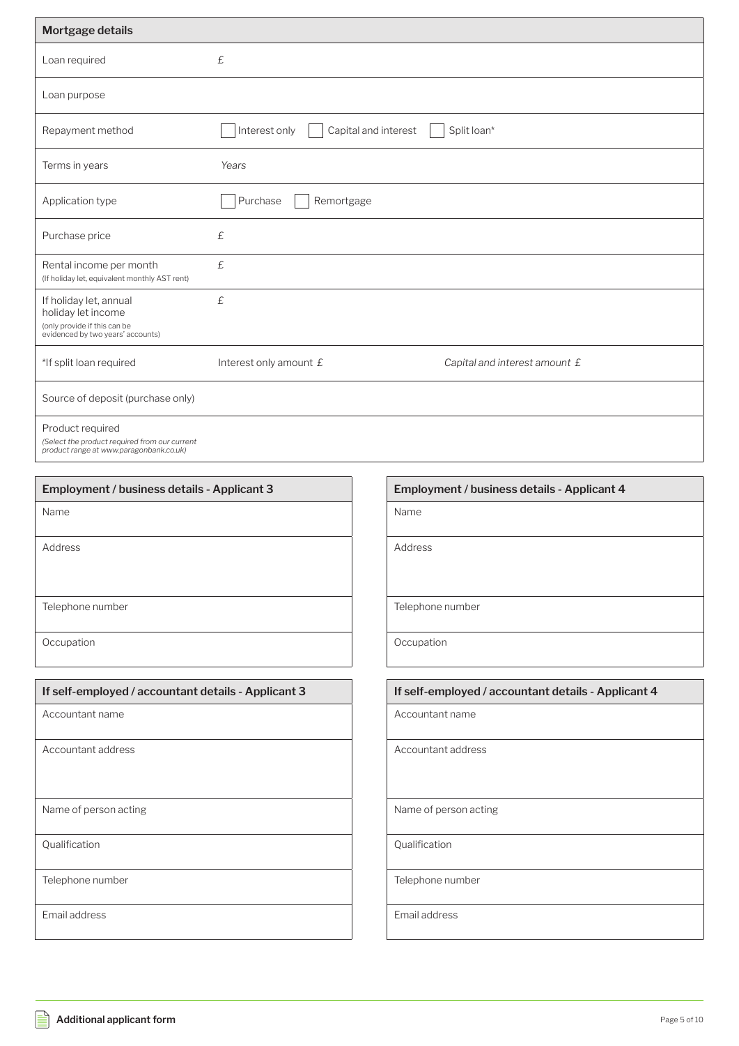## Mortgage details

| Mortgage details | | |
|---|---|---|
| Loan required | £ | |
| Loan purpose | | |
| Repayment method | ☐ Interest only ☐ Capital and interest ☐ Split loan* | |
| Terms in years | *Years* | |
| Application type | ☐ Purchase ☐ Remortgage | |
| Purchase price | £ | |
| Rental income per month (If holiday let, equivalent monthly AST rent) | £ | |
| If holiday let, annual holiday let income (only provide if this can be evidenced by two years' accounts) | £ | |
| *If split loan required | Interest only amount £ | *Capital and interest amount £* |
| Source of deposit (purchase only) | | |
| Product required *(Select the product required from our current product range at www.paragonbank.co.uk)* | | |

## Employment / business details - Applicant 3

| Employment / business details - Applicant 3 |
|---|
| Name |
| Address |
| Telephone number |
| Occupation |

## Employment / business details - Applicant 4

| Employment / business details - Applicant 4 |
|---|
| Name |
| Address |
| Telephone number |
| Occupation |

## If self-employed / accountant details - Applicant 3

| If self-employed / accountant details - Applicant 3 |
|---|
| Accountant name |
| Accountant address |
| Name of person acting |
| Qualification |
| Telephone number |
| Email address |

## If self-employed / accountant details - Applicant 4

| If self-employed / accountant details - Applicant 4 |
|---|
| Accountant name |
| Accountant address |
| Name of person acting |
| Qualification |
| Telephone number |
| Email address |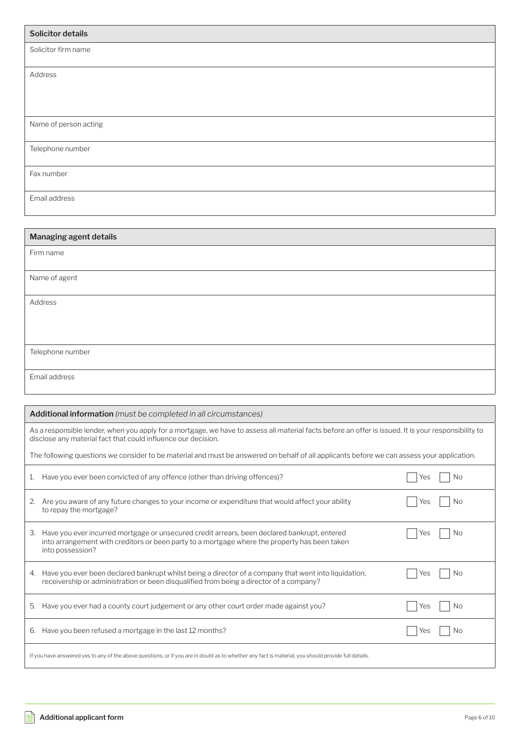## Solicitor details

| Solicitor details |
| --- |
| Solicitor firm name |
| Address |
| Name of person acting |
| Telephone number |
| Fax number |
| Email address |

## Managing agent details

| Managing agent details |
| --- |
| Firm name |
| Name of agent |
| Address |
| Telephone number |
| Email address |

## Additional information *(must be completed in all circumstances)*

As a responsible lender, when you apply for a mortgage, we have to assess all material facts before an offer is issued. It is your responsibility to disclose any material fact that could influence our decision.

The following questions we consider to be material and must be answered on behalf of all applicants before we can assess your application.

| Question | | |
| --- | --- | --- |
| 1. Have you ever been convicted of any offence (other than driving offences)? | ☐ Yes | ☐ No |
| 2. Are you aware of any future changes to your income or expenditure that would affect your ability to repay the mortgage? | ☐ Yes | ☐ No |
| 3. Have you ever incurred mortgage or unsecured credit arrears, been declared bankrupt, entered into arrangement with creditors or been party to a mortgage where the property has been taken into possession? | ☐ Yes | ☐ No |
| 4. Have you ever been declared bankrupt whilst being a director of a company that went into liquidation, receivership or administration or been disqualified from being a director of a company? | ☐ Yes | ☐ No |
| 5. Have you ever had a county court judgement or any other court order made against you? | ☐ Yes | ☐ No |
| 6. Have you been refused a mortgage in the last 12 months? | ☐ Yes | ☐ No |

If you have answered yes to any of the above questions, or if you are in doubt as to whether any fact is material, you should provide full details.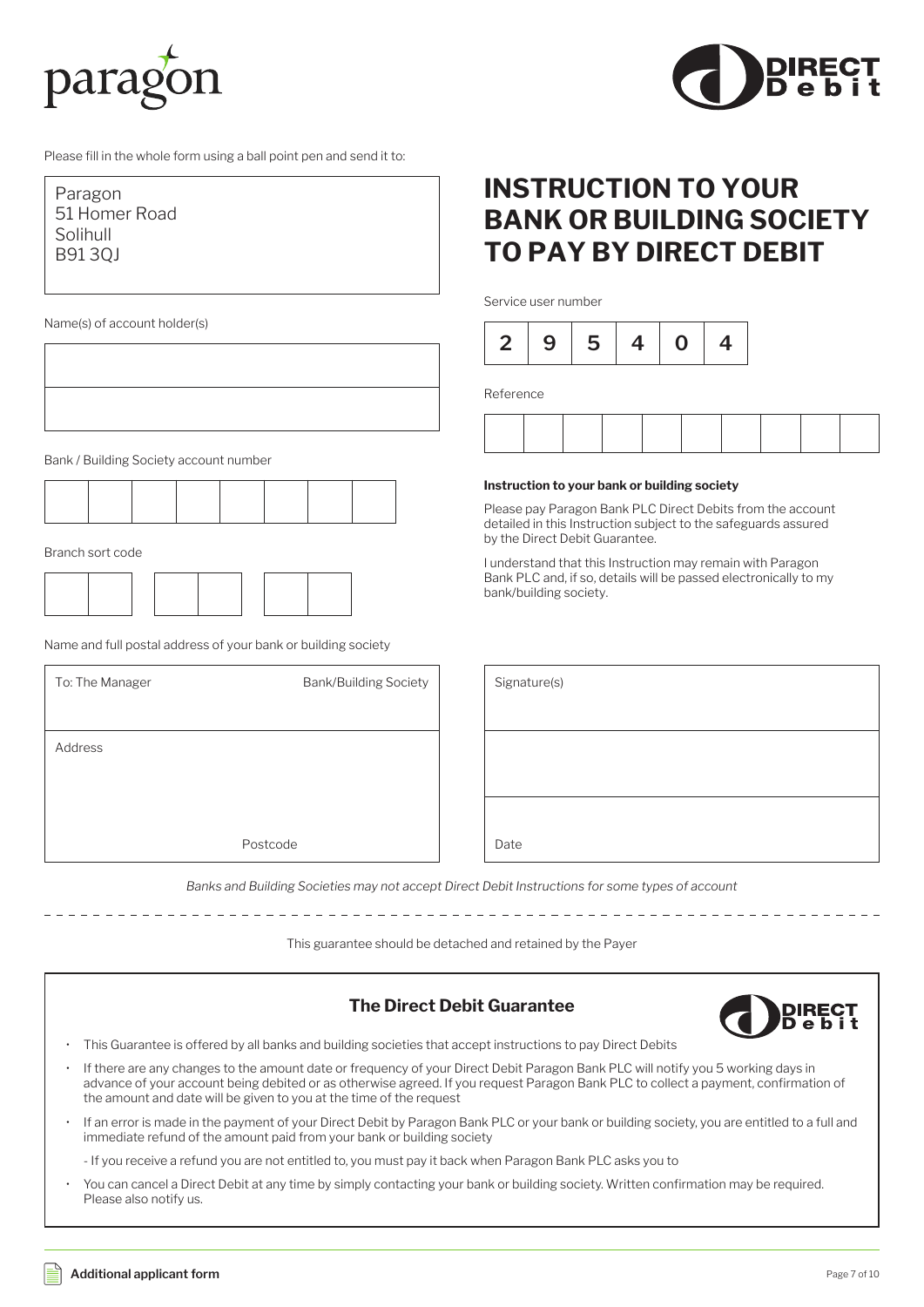Please fill in the whole form using a ball point pen and send it to:

Paragon
51 Homer Road
Solihull
B91 3QJ

# INSTRUCTION TO YOUR BANK OR BUILDING SOCIETY TO PAY BY DIRECT DEBIT

Name(s) of account holder(s)

| |
|---|
| |
| |

Bank / Building Society account number

| | | | | | | | |
|---|---|---|---|---|---|---|---|
| | | | | | | | |

Branch sort code

| | | | | | |
|---|---|---|---|---|---|
| | | | | | |

Name and full postal address of your bank or building society

To: The Manager | Bank/Building Society

Address

Postcode

Service user number

| 2 | 9 | 5 | 4 | 0 | 4 |
|---|---|---|---|---|---|

Reference

| | | | | | | | | | |
|---|---|---|---|---|---|---|---|---|---|
| | | | | | | | | | |

**Instruction to your bank or building society**

Please pay Paragon Bank PLC Direct Debits from the account detailed in this Instruction subject to the safeguards assured by the Direct Debit Guarantee.

I understand that this Instruction may remain with Paragon Bank PLC and, if so, details will be passed electronically to my bank/building society.

Signature(s)

Date

*Banks and Building Societies may not accept Direct Debit Instructions for some types of account*

This guarantee should be detached and retained by the Payer

## The Direct Debit Guarantee

- This Guarantee is offered by all banks and building societies that accept instructions to pay Direct Debits
- If there are any changes to the amount date or frequency of your Direct Debit Paragon Bank PLC will notify you 5 working days in advance of your account being debited or as otherwise agreed. If you request Paragon Bank PLC to collect a payment, confirmation of the amount and date will be given to you at the time of the request
- If an error is made in the payment of your Direct Debit by Paragon Bank PLC or your bank or building society, you are entitled to a full and immediate refund of the amount paid from your bank or building society
  - If you receive a refund you are not entitled to, you must pay it back when Paragon Bank PLC asks you to
- You can cancel a Direct Debit at any time by simply contacting your bank or building society. Written confirmation may be required. Please also notify us.

**Additional applicant form**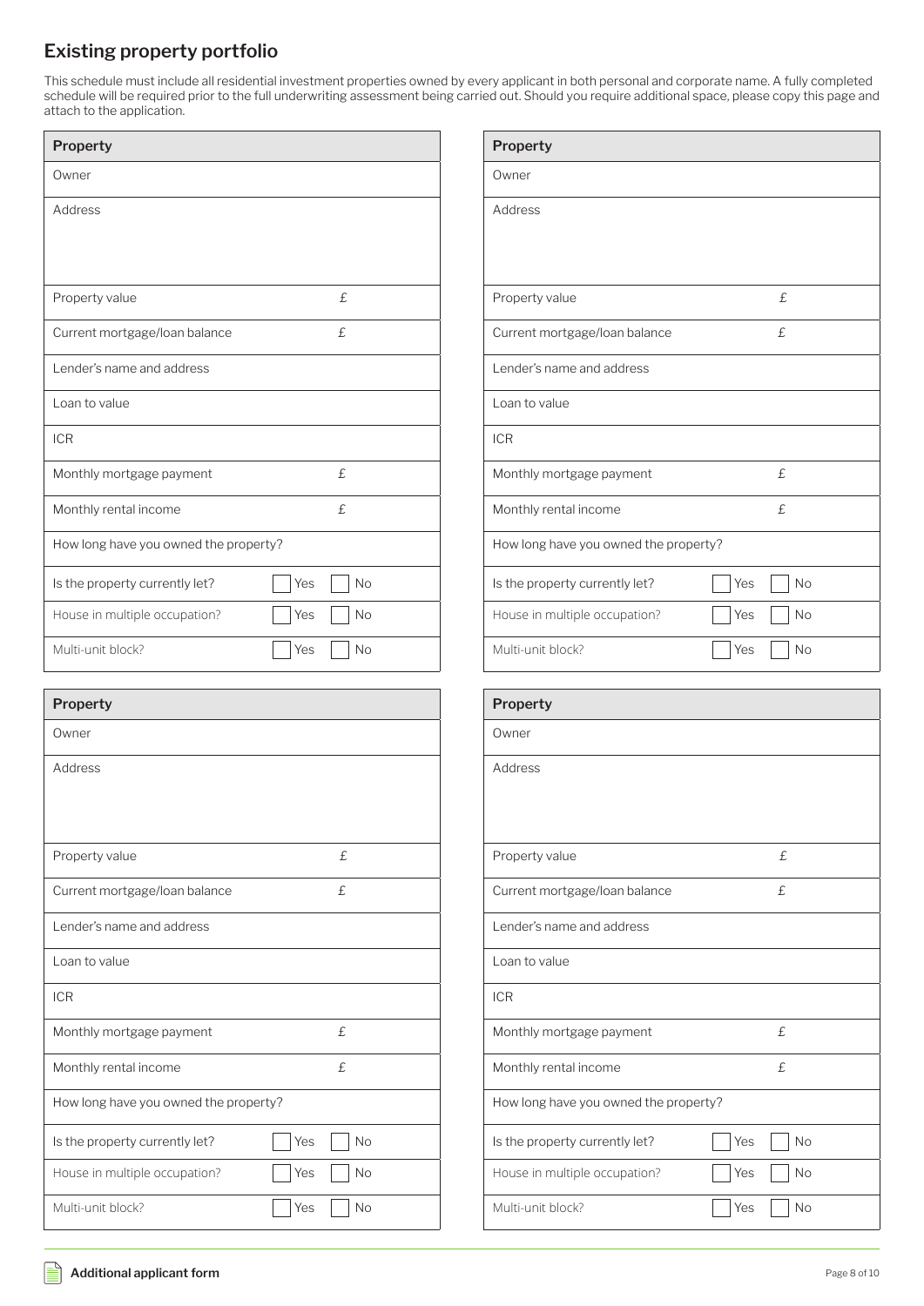## Existing property portfolio

This schedule must include all residential investment properties owned by every applicant in both personal and corporate name. A fully completed schedule will be required prior to the full underwriting assessment being carried out. Should you require additional space, please copy this page and attach to the application.

| Property | | |
|---|---|---|
| Owner | | |
| Address | | |
| Property value | £ | |
| Current mortgage/loan balance | £ | |
| Lender's name and address | | |
| Loan to value | | |
| ICR | | |
| Monthly mortgage payment | £ | |
| Monthly rental income | £ | |
| How long have you owned the property? | | |
| Is the property currently let? | ☐ Yes | ☐ No |
| House in multiple occupation? | ☐ Yes | ☐ No |
| Multi-unit block? | ☐ Yes | ☐ No |

| Property | | |
|---|---|---|
| Owner | | |
| Address | | |
| Property value | £ | |
| Current mortgage/loan balance | £ | |
| Lender's name and address | | |
| Loan to value | | |
| ICR | | |
| Monthly mortgage payment | £ | |
| Monthly rental income | £ | |
| How long have you owned the property? | | |
| Is the property currently let? | ☐ Yes | ☐ No |
| House in multiple occupation? | ☐ Yes | ☐ No |
| Multi-unit block? | ☐ Yes | ☐ No |

| Property | | |
|---|---|---|
| Owner | | |
| Address | | |
| Property value | £ | |
| Current mortgage/loan balance | £ | |
| Lender's name and address | | |
| Loan to value | | |
| ICR | | |
| Monthly mortgage payment | £ | |
| Monthly rental income | £ | |
| How long have you owned the property? | | |
| Is the property currently let? | ☐ Yes | ☐ No |
| House in multiple occupation? | ☐ Yes | ☐ No |
| Multi-unit block? | ☐ Yes | ☐ No |

| Property | | |
|---|---|---|
| Owner | | |
| Address | | |
| Property value | £ | |
| Current mortgage/loan balance | £ | |
| Lender's name and address | | |
| Loan to value | | |
| ICR | | |
| Monthly mortgage payment | £ | |
| Monthly rental income | £ | |
| How long have you owned the property? | | |
| Is the property currently let? | ☐ Yes | ☐ No |
| House in multiple occupation? | ☐ Yes | ☐ No |
| Multi-unit block? | ☐ Yes | ☐ No |

**Additional applicant form**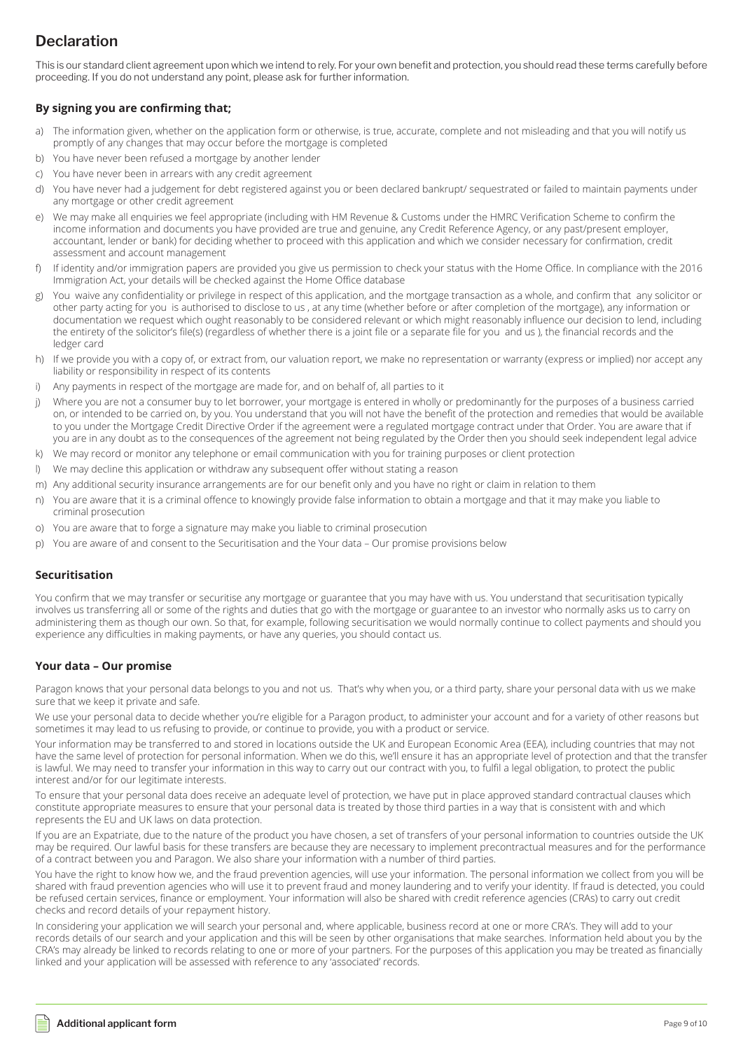# Declaration

This is our standard client agreement upon which we intend to rely. For your own benefit and protection, you should read these terms carefully before proceeding. If you do not understand any point, please ask for further information.

### By signing you are confirming that;

a) The information given, whether on the application form or otherwise, is true, accurate, complete and not misleading and that you will notify us promptly of any changes that may occur before the mortgage is completed

b) You have never been refused a mortgage by another lender

c) You have never been in arrears with any credit agreement

d) You have never had a judgement for debt registered against you or been declared bankrupt/ sequestrated or failed to maintain payments under any mortgage or other credit agreement

e) We may make all enquiries we feel appropriate (including with HM Revenue & Customs under the HMRC Verification Scheme to confirm the income information and documents you have provided are true and genuine, any Credit Reference Agency, or any past/present employer, accountant, lender or bank) for deciding whether to proceed with this application and which we consider necessary for confirmation, credit assessment and account management

f) If identity and/or immigration papers are provided you give us permission to check your status with the Home Office. In compliance with the 2016 Immigration Act, your details will be checked against the Home Office database

g) You waive any confidentiality or privilege in respect of this application, and the mortgage transaction as a whole, and confirm that any solicitor or other party acting for you is authorised to disclose to us , at any time (whether before or after completion of the mortgage), any information or documentation we request which ought reasonably to be considered relevant or which might reasonably influence our decision to lend, including the entirety of the solicitor's file(s) (regardless of whether there is a joint file or a separate file for you and us ), the financial records and the ledger card

h) If we provide you with a copy of, or extract from, our valuation report, we make no representation or warranty (express or implied) nor accept any liability or responsibility in respect of its contents

i) Any payments in respect of the mortgage are made for, and on behalf of, all parties to it

j) Where you are not a consumer buy to let borrower, your mortgage is entered in wholly or predominantly for the purposes of a business carried on, or intended to be carried on, by you. You understand that you will not have the benefit of the protection and remedies that would be available to you under the Mortgage Credit Directive Order if the agreement were a regulated mortgage contract under that Order. You are aware that if you are in any doubt as to the consequences of the agreement not being regulated by the Order then you should seek independent legal advice

k) We may record or monitor any telephone or email communication with you for training purposes or client protection

l) We may decline this application or withdraw any subsequent offer without stating a reason

m) Any additional security insurance arrangements are for our benefit only and you have no right or claim in relation to them

n) You are aware that it is a criminal offence to knowingly provide false information to obtain a mortgage and that it may make you liable to criminal prosecution

o) You are aware that to forge a signature may make you liable to criminal prosecution

p) You are aware of and consent to the Securitisation and the Your data – Our promise provisions below

### Securitisation

You confirm that we may transfer or securitise any mortgage or guarantee that you may have with us. You understand that securitisation typically involves us transferring all or some of the rights and duties that go with the mortgage or guarantee to an investor who normally asks us to carry on administering them as though our own. So that, for example, following securitisation we would normally continue to collect payments and should you experience any difficulties in making payments, or have any queries, you should contact us.

### Your data – Our promise

Paragon knows that your personal data belongs to you and not us. That's why when you, or a third party, share your personal data with us we make sure that we keep it private and safe.

We use your personal data to decide whether you're eligible for a Paragon product, to administer your account and for a variety of other reasons but sometimes it may lead to us refusing to provide, or continue to provide, you with a product or service.

Your information may be transferred to and stored in locations outside the UK and European Economic Area (EEA), including countries that may not have the same level of protection for personal information. When we do this, we'll ensure it has an appropriate level of protection and that the transfer is lawful. We may need to transfer your information in this way to carry out our contract with you, to fulfil a legal obligation, to protect the public interest and/or for our legitimate interests.

To ensure that your personal data does receive an adequate level of protection, we have put in place approved standard contractual clauses which constitute appropriate measures to ensure that your personal data is treated by those third parties in a way that is consistent with and which represents the EU and UK laws on data protection.

If you are an Expatriate, due to the nature of the product you have chosen, a set of transfers of your personal information to countries outside the UK may be required. Our lawful basis for these transfers are because they are necessary to implement precontractual measures and for the performance of a contract between you and Paragon. We also share your information with a number of third parties.

You have the right to know how we, and the fraud prevention agencies, will use your information. The personal information we collect from you will be shared with fraud prevention agencies who will use it to prevent fraud and money laundering and to verify your identity. If fraud is detected, you could be refused certain services, finance or employment. Your information will also be shared with credit reference agencies (CRAs) to carry out credit checks and record details of your repayment history.

In considering your application we will search your personal and, where applicable, business record at one or more CRA's. They will add to your records details of our search and your application and this will be seen by other organisations that make searches. Information held about you by the CRA's may already be linked to records relating to one or more of your partners. For the purposes of this application you may be treated as financially linked and your application will be assessed with reference to any 'associated' records.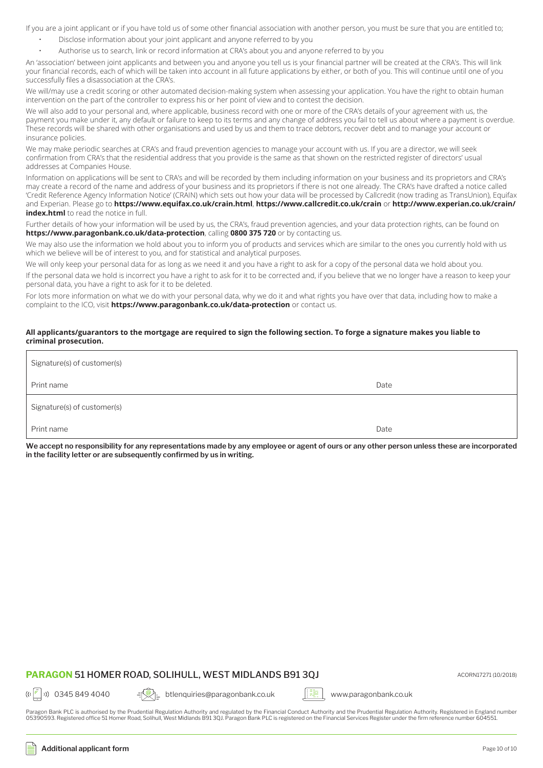If you are a joint applicant or if you have told us of some other financial association with another person, you must be sure that you are entitled to;

- Disclose information about your joint applicant and anyone referred to by you
- Authorise us to search, link or record information at CRA's about you and anyone referred to by you

An 'association' between joint applicants and between you and anyone you tell us is your financial partner will be created at the CRA's. This will link your financial records, each of which will be taken into account in all future applications by either, or both of you. This will continue until one of you successfully files a disassociation at the CRA's.

We will/may use a credit scoring or other automated decision-making system when assessing your application. You have the right to obtain human intervention on the part of the controller to express his or her point of view and to contest the decision.

We will also add to your personal and, where applicable, business record with one or more of the CRA's details of your agreement with us, the payment you make under it, any default or failure to keep to its terms and any change of address you fail to tell us about where a payment is overdue. These records will be shared with other organisations and used by us and them to trace debtors, recover debt and to manage your account or insurance policies.

We may make periodic searches at CRA's and fraud prevention agencies to manage your account with us. If you are a director, we will seek confirmation from CRA's that the residential address that you provide is the same as that shown on the restricted register of directors' usual addresses at Companies House.

Information on applications will be sent to CRA's and will be recorded by them including information on your business and its proprietors and CRA's may create a record of the name and address of your business and its proprietors if there is not one already. The CRA's have drafted a notice called 'Credit Reference Agency Information Notice' (CRAIN) which sets out how your data will be processed by Callcredit (now trading as TransUnion), Equifax and Experian. Please go to **https://www.equifax.co.uk/crain.html**, **https://www.callcredit.co.uk/crain** or **http://www.experian.co.uk/crain/index.html** to read the notice in full.

Further details of how your information will be used by us, the CRA's, fraud prevention agencies, and your data protection rights, can be found on **https://www.paragonbank.co.uk/data-protection**, calling **0800 375 720** or by contacting us.

We may also use the information we hold about you to inform you of products and services which are similar to the ones you currently hold with us which we believe will be of interest to you, and for statistical and analytical purposes.

We will only keep your personal data for as long as we need it and you have a right to ask for a copy of the personal data we hold about you.

If the personal data we hold is incorrect you have a right to ask for it to be corrected and, if you believe that we no longer have a reason to keep your personal data, you have a right to ask for it to be deleted.

For lots more information on what we do with your personal data, why we do it and what rights you have over that data, including how to make a complaint to the ICO, visit **https://www.paragonbank.co.uk/data-protection** or contact us.

**All applicants/guarantors to the mortgage are required to sign the following section. To forge a signature makes you liable to criminal prosecution.**

| | |
|---|---|
| Signature(s) of customer(s) | |
| Print name | Date |
| Signature(s) of customer(s) | |
| Print name | Date |

**We accept no responsibility for any representations made by any employee or agent of ours or any other person unless these are incorporated in the facility letter or are subsequently confirmed by us in writing.**

**PARAGON** 51 HOMER ROAD, SOLIHULL, WEST MIDLANDS B91 3QJ

ACORN17271 (10/2018)

0345 849 4040 btlenquiries@paragonbank.co.uk www.paragonbank.co.uk

Paragon Bank PLC is authorised by the Prudential Regulation Authority and regulated by the Financial Conduct Authority and the Prudential Regulation Authority. Registered in England number 05390593. Registered office 51 Homer Road, Solihull, West Midlands B91 3QJ. Paragon Bank PLC is registered on the Financial Services Register under the firm reference number 604551.

**Additional applicant form**